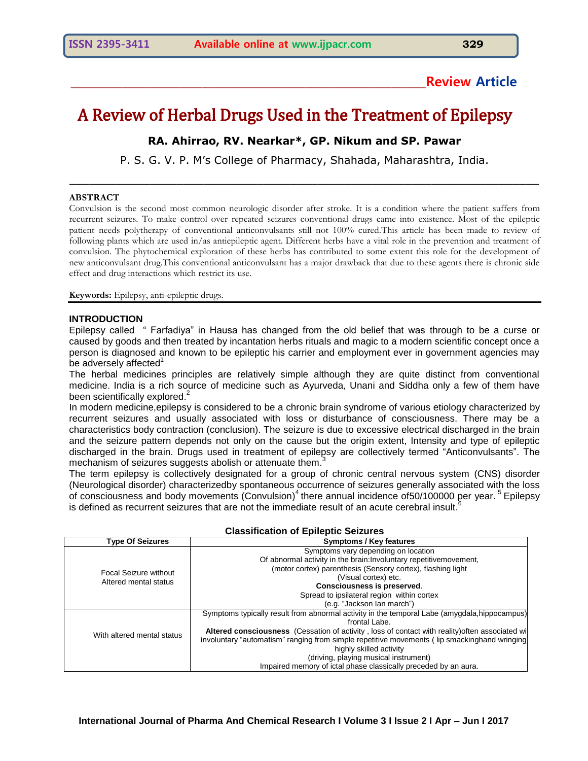**Review Article**

# A Review of Herbal Drugs Used in the Treatment of Epilepsy

### RA. Ahirrao, RV. Nearkar*, GP. Nikum and SP. Pawar

P. S. G. V. P. M's College of Pharmacy, Shahada, Maharashtra, India.

## ABSTRACT

Convulsion is the second most common neurologic disorder after stroke. It is a condition where the patient suffers from recurrent seizures. To make control over repeated seizures conventional drugs came into existence. Most of the epileptic patient needs polytherapy of conventional anticonvulsants still not 100% cured.This article has been made to review of following plants which are used in/as antiepileptic agent. Different herbs have a vital role in the prevention and treatment of convulsion. The phytochemical exploration of these herbs has contributed to some extent this role for the development of new anticonvulsant drug.This conventional anticonvulsant has a major drawback that due to these agents there is chronic side effect and drug interactions which restrict its use.

**Keywords:** Epilepsy, anti-epileptic drugs.

## INTRODUCTION

Epilepsy called " Farfadiya" in Hausa has changed from the old belief that was through to be a curse or caused by goods and then treated by incantation herbs rituals and magic to a modern scientific concept once a person is diagnosed and known to be epileptic his carrier and employment ever in government agencies may be adversely affected[1]

The herbal medicines principles are relatively simple although they are quite distinct from conventional medicine. India is a rich source of medicine such as Ayurveda, Unani and Siddha only a few of them have been scientifically explored.[2]

In modern medicine,epilepsy is considered to be a chronic brain syndrome of various etiology characterized by recurrent seizures and usually associated with loss or disturbance of consciousness. There may be a characteristics body contraction (conclusion). The seizure is due to excessive electrical discharged in the brain and the seizure pattern depends not only on the cause but the origin extent, Intensity and type of epileptic discharged in the brain. Drugs used in treatment of epilepsy are collectively termed "Anticonvulsants". The mechanism of seizures suggests abolish or attenuate them.[3]

The term epilepsy is collectively designated for a group of chronic central nervous system (CNS) disorder (Neurological disorder) characterizedby spontaneous occurrence of seizures generally associated with the loss of consciousness and body movements (Convulsion)[4] there annual incidence of50/100000 per year. [5] Epilepsy is defined as recurrent seizures that are not the immediate result of an acute cerebral insult.[6]

**Classification of Epileptic Seizures**

| Type Of Seizures | Symptoms / Key features |
|---|---|
| Focal Seizure without Altered mental status | Symptoms vary depending on location Of abnormal activity in the brain:Involuntary repetitivemovement, (motor cortex) parenthesis (Sensory cortex), flashing light (Visual cortex) etc. **Consciousness is preserved**. Spread to ipsilateral region within cortex (e.g. "Jackson Ian march") |
| With altered mental status | Symptoms typically result from abnormal activity in the temporal Labe (amygdala,hippocampus) frontal Labe. **Altered consciousness** (Cessation of activity , loss of contact with reality)often associated wi involuntary "automatism" ranging from simple repetitive movements ( lip smackinghand wringing highly skilled activity (driving, playing musical instrument) Impaired memory of ictal phase classically preceded by an aura. |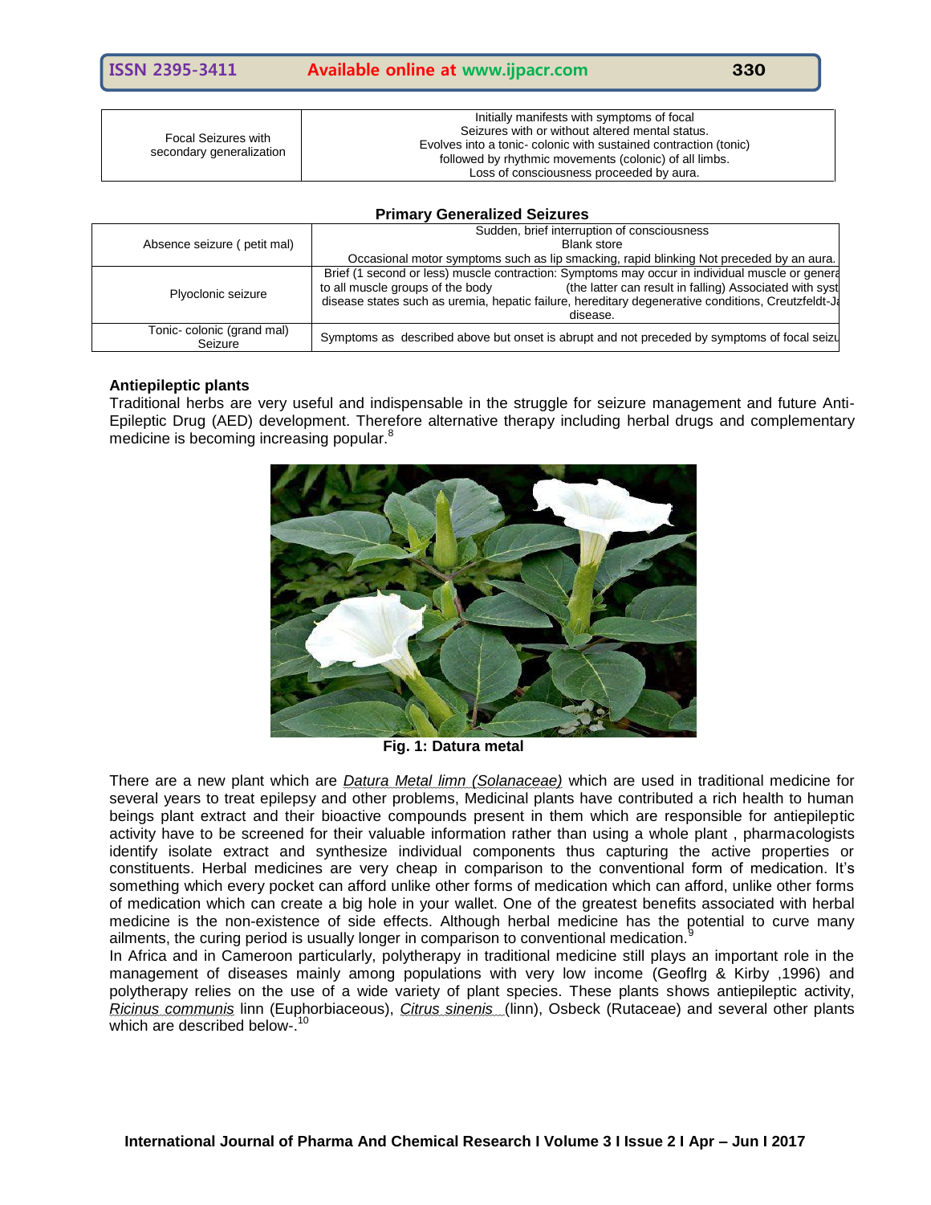| Focal Seizures with secondary generalization | Initially manifests with symptoms of focal Seizures with or without altered mental status. Evolves into a tonic- colonic with sustained contraction (tonic) followed by rhythmic movements (colonic) of all limbs. Loss of consciousness proceeded by aura. |
|---|---|

**Primary Generalized Seizures**

| Absence seizure ( petit mal) | Sudden, brief interruption of consciousness Blank store Occasional motor symptoms such as lip smacking, rapid blinking Not preceded by an aura. |
|---|---|
| Plyoclonic seizure | Brief (1 second or less) muscle contraction: Symptoms may occur in individual muscle or genera to all muscle groups of the body (the latter can result in falling) Associated with syst disease states such as uremia, hepatic failure, hereditary degenerative conditions, Creutzfeldt-Ja disease. |
| Tonic- colonic (grand mal) Seizure | Symptoms as described above but onset is abrupt and not preceded by symptoms of focal seizu |

**Antiepileptic plants**

Traditional herbs are very useful and indispensable in the struggle for seizure management and future Anti-Epileptic Drug (AED) development. Therefore alternative therapy including herbal drugs and complementary medicine is becoming increasing popular.[8]

**Fig. 1: Datura metal**

There are a new plant which are *Datura Metal limn (Solanaceae)* which are used in traditional medicine for several years to treat epilepsy and other problems, Medicinal plants have contributed a rich health to human beings plant extract and their bioactive compounds present in them which are responsible for antiepileptic activity have to be screened for their valuable information rather than using a whole plant , pharmacologists identify isolate extract and synthesize individual components thus capturing the active properties or constituents. Herbal medicines are very cheap in comparison to the conventional form of medication. It's something which every pocket can afford unlike other forms of medication which can afford, unlike other forms of medication which can create a big hole in your wallet. One of the greatest benefits associated with herbal medicine is the non-existence of side effects. Although herbal medicine has the potential to curve many ailments, the curing period is usually longer in comparison to conventional medication.[9]

In Africa and in Cameroon particularly, polytherapy in traditional medicine still plays an important role in the management of diseases mainly among populations with very low income (Geoflrg & Kirby ,1996) and polytherapy relies on the use of a wide variety of plant species. These plants shows antiepileptic activity, *Ricinus communis* linn (Euphorbiaceous), *Citrus sinenis* (linn), Osbeck (Rutaceae) and several other plants which are described below-.[10]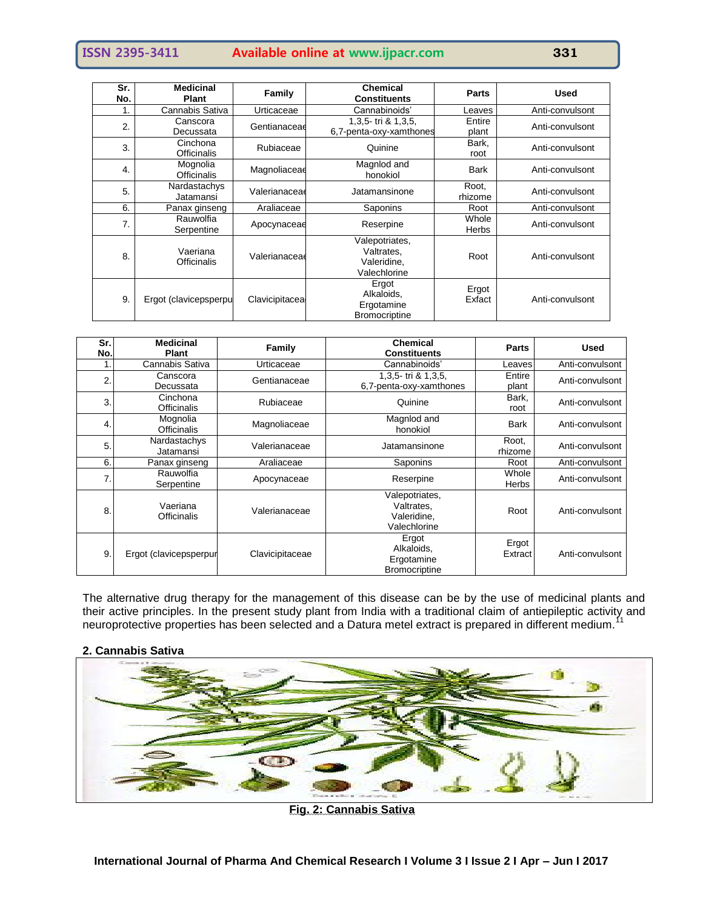| Sr. No. | Medicinal Plant | Family | Chemical Constituents | Parts | Used |
|---|---|---|---|---|---|
| 1. | Cannabis Sativa | Urticaceae | Cannabinoids' | Leaves | Anti-convulsont |
| 2. | Canscora Decussata | Gentianaceae | 1,3,5- tri & 1,3,5, 6,7-penta-oxy-xamthones | Entire plant | Anti-convulsont |
| 3. | Cinchona Officinalis | Rubiaceae | Quinine | Bark, root | Anti-convulsont |
| 4. | Mognolia Officinalis | Magnoliaceae | Magnlod and honokiol | Bark | Anti-convulsont |
| 5. | Nardastachys Jatamansi | Valerianaceae | Jatamansinone | Root, rhizome | Anti-convulsont |
| 6. | Panax ginseng | Araliaceae | Saponins | Root | Anti-convulsont |
| 7. | Rauwolfia Serpentine | Apocynaceae | Reserpine | Whole Herbs | Anti-convulsont |
| 8. | Vaeriana Officinalis | Valerianaceae | Valepotriates, Valtrates, Valeridine, Valechlorine | Root | Anti-convulsont |
| 9. | Ergot (clavicepsperpu | Clavicipitacea | Ergot Alkaloids, Ergotamine Bromocriptine | Ergot Exfact | Anti-convulsont |

| Sr. No. | Medicinal Plant | Family | Chemical Constituents | Parts | Used |
|---|---|---|---|---|---|
| 1. | Cannabis Sativa | Urticaceae | Cannabinoids' | Leaves | Anti-convulsont |
| 2. | Canscora Decussata | Gentianaceae | 1,3,5- tri & 1,3,5, 6,7-penta-oxy-xamthones | Entire plant | Anti-convulsont |
| 3. | Cinchona Officinalis | Rubiaceae | Quinine | Bark, root | Anti-convulsont |
| 4. | Mognolia Officinalis | Magnoliaceae | Magnlod and honokiol | Bark | Anti-convulsont |
| 5. | Nardastachys Jatamansi | Valerianaceae | Jatamansinone | Root, rhizome | Anti-convulsont |
| 6. | Panax ginseng | Araliaceae | Saponins | Root | Anti-convulsont |
| 7. | Rauwolfia Serpentine | Apocynaceae | Reserpine | Whole Herbs | Anti-convulsont |
| 8. | Vaeriana Officinalis | Valerianaceae | Valepotriates, Valtrates, Valeridine, Valechlorine | Root | Anti-convulsont |
| 9. | Ergot (clavicepsperpur | Clavicipitaceae | Ergot Alkaloids, Ergotamine Bromocriptine | Ergot Extract | Anti-convulsont |

The alternative drug therapy for the management of this disease can be by the use of medicinal plants and their active principles. In the present study plant from India with a traditional claim of antiepileptic activity and neuroprotective properties has been selected and a Datura metel extract is prepared in different medium.[11]

## 2. Cannabis Sativa

**Fig. 2: Cannabis Sativa**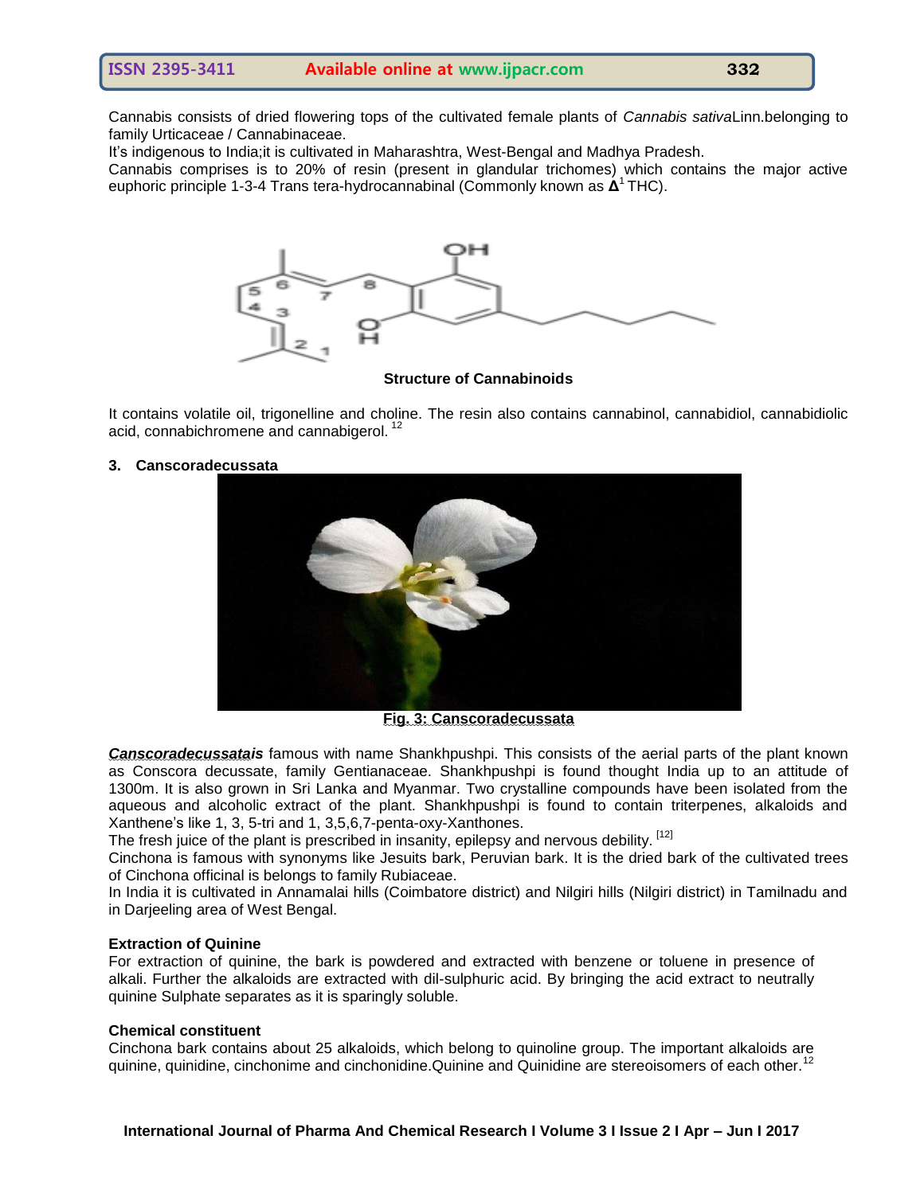Cannabis consists of dried flowering tops of the cultivated female plants of *Cannabis sativa*Linn.belonging to family Urticaceae / Cannabinaceae.

It's indigenous to India;it is cultivated in Maharashtra, West-Bengal and Madhya Pradesh.

Cannabis comprises is to 20% of resin (present in glandular trichomes) which contains the major active euphoric principle 1-3-4 Trans tera-hydrocannabinal (Commonly known as $\mathbf{\Delta}^1$ THC).

**Structure of Cannabinoids**

It contains volatile oil, trigonelline and choline. The resin also contains cannabinol, cannabidiol, cannabidiolic acid, connabichromene and cannabigerol. [12]

**3. Canscoradecussata**

**Fig. 3: Canscoradecussata**

***Canscoradecussatais*** famous with name Shankhpushpi. This consists of the aerial parts of the plant known as Conscora decussate, family Gentianaceae. Shankhpushpi is found thought India up to an attitude of 1300m. It is also grown in Sri Lanka and Myanmar. Two crystalline compounds have been isolated from the aqueous and alcoholic extract of the plant. Shankhpushpi is found to contain triterpenes, alkaloids and Xanthene's like 1, 3, 5-tri and 1, 3,5,6,7-penta-oxy-Xanthones.

The fresh juice of the plant is prescribed in insanity, epilepsy and nervous debility. [12]

Cinchona is famous with synonyms like Jesuits bark, Peruvian bark. It is the dried bark of the cultivated trees of Cinchona officinal is belongs to family Rubiaceae.

In India it is cultivated in Annamalai hills (Coimbatore district) and Nilgiri hills (Nilgiri district) in Tamilnadu and in Darjeeling area of West Bengal.

**Extraction of Quinine**

For extraction of quinine, the bark is powdered and extracted with benzene or toluene in presence of alkali. Further the alkaloids are extracted with dil-sulphuric acid. By bringing the acid extract to neutrally quinine Sulphate separates as it is sparingly soluble.

**Chemical constituent**

Cinchona bark contains about 25 alkaloids, which belong to quinoline group. The important alkaloids are quinine, quinidine, cinchonime and cinchonidine.Quinine and Quinidine are stereoisomers of each other. [12]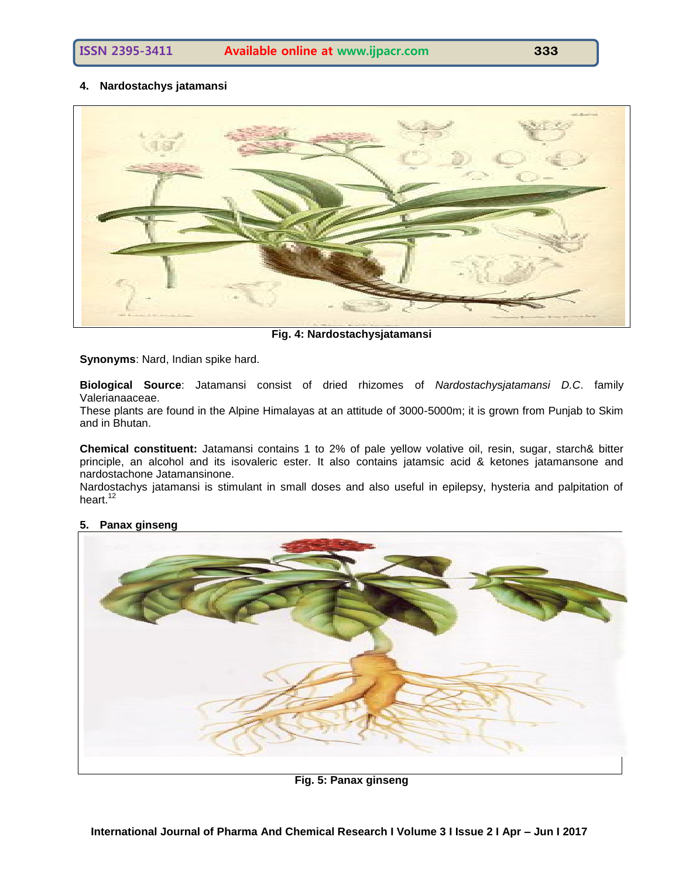**4. Nardostachys jatamansi**

**Fig. 4: Nardostachysjatamansi**

**Synonyms**: Nard, Indian spike hard.

**Biological Source**: Jatamansi consist of dried rhizomes of *Nardostachysjatamansi D.C*. family Valerianaaceae.

These plants are found in the Alpine Himalayas at an attitude of 3000-5000m; it is grown from Punjab to Skim and in Bhutan.

**Chemical constituent:** Jatamansi contains 1 to 2% of pale yellow volative oil, resin, sugar, starch& bitter principle, an alcohol and its isovaleric ester. It also contains jatamsic acid & ketones jatamansone and nardostachone Jatamansinone.

Nardostachys jatamansi is stimulant in small doses and also useful in epilepsy, hysteria and palpitation of heart.[12]

**5. Panax ginseng**

**Fig. 5: Panax ginseng**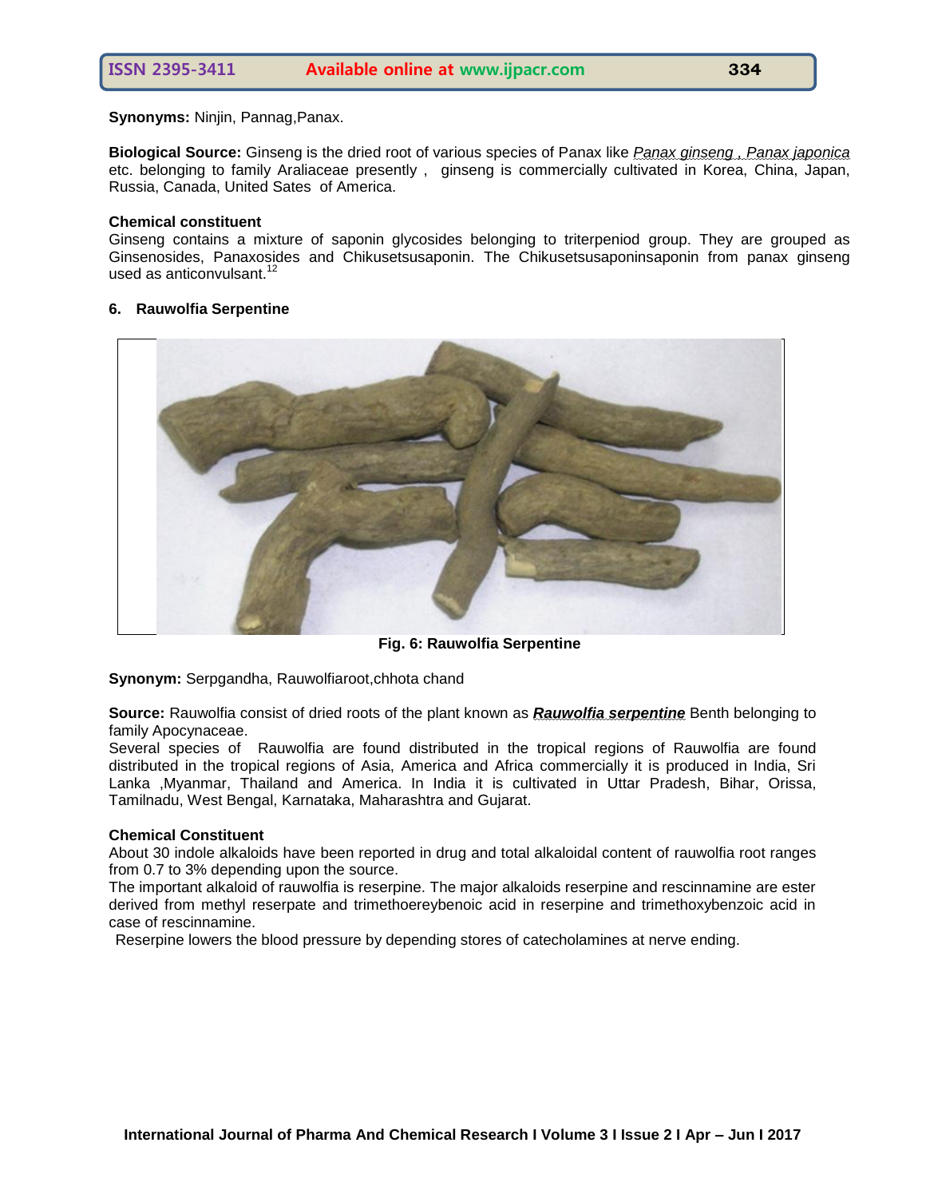**Synonyms:** Ninjin, Pannag,Panax.

**Biological Source:** Ginseng is the dried root of various species of Panax like *Panax ginseng , Panax japonica* etc. belonging to family Araliaceae presently , ginseng is commercially cultivated in Korea, China, Japan, Russia, Canada, United Sates of America.

**Chemical constituent**

Ginseng contains a mixture of saponin glycosides belonging to triterpeniod group. They are grouped as Ginsenosides, Panaxosides and Chikusetsusaponin. The Chikusetsusaponinsaponin from panax ginseng used as anticonvulsant.[12]

**6. Rauwolfia Serpentine**

**Fig. 6: Rauwolfia Serpentine**

**Synonym:** Serpgandha, Rauwolfiaroot,chhota chand

**Source:** Rauwolfia consist of dried roots of the plant known as ***Rauwolfia serpentine*** Benth belonging to family Apocynaceae.

Several species of Rauwolfia are found distributed in the tropical regions of Rauwolfia are found distributed in the tropical regions of Asia, America and Africa commercially it is produced in India, Sri Lanka ,Myanmar, Thailand and America. In India it is cultivated in Uttar Pradesh, Bihar, Orissa, Tamilnadu, West Bengal, Karnataka, Maharashtra and Gujarat.

**Chemical Constituent**

About 30 indole alkaloids have been reported in drug and total alkaloidal content of rauwolfia root ranges from 0.7 to 3% depending upon the source.

The important alkaloid of rauwolfia is reserpine. The major alkaloids reserpine and rescinnamine are ester derived from methyl reserpate and trimethoereybenoic acid in reserpine and trimethoxybenzoic acid in case of rescinnamine.

Reserpine lowers the blood pressure by depending stores of catecholamines at nerve ending.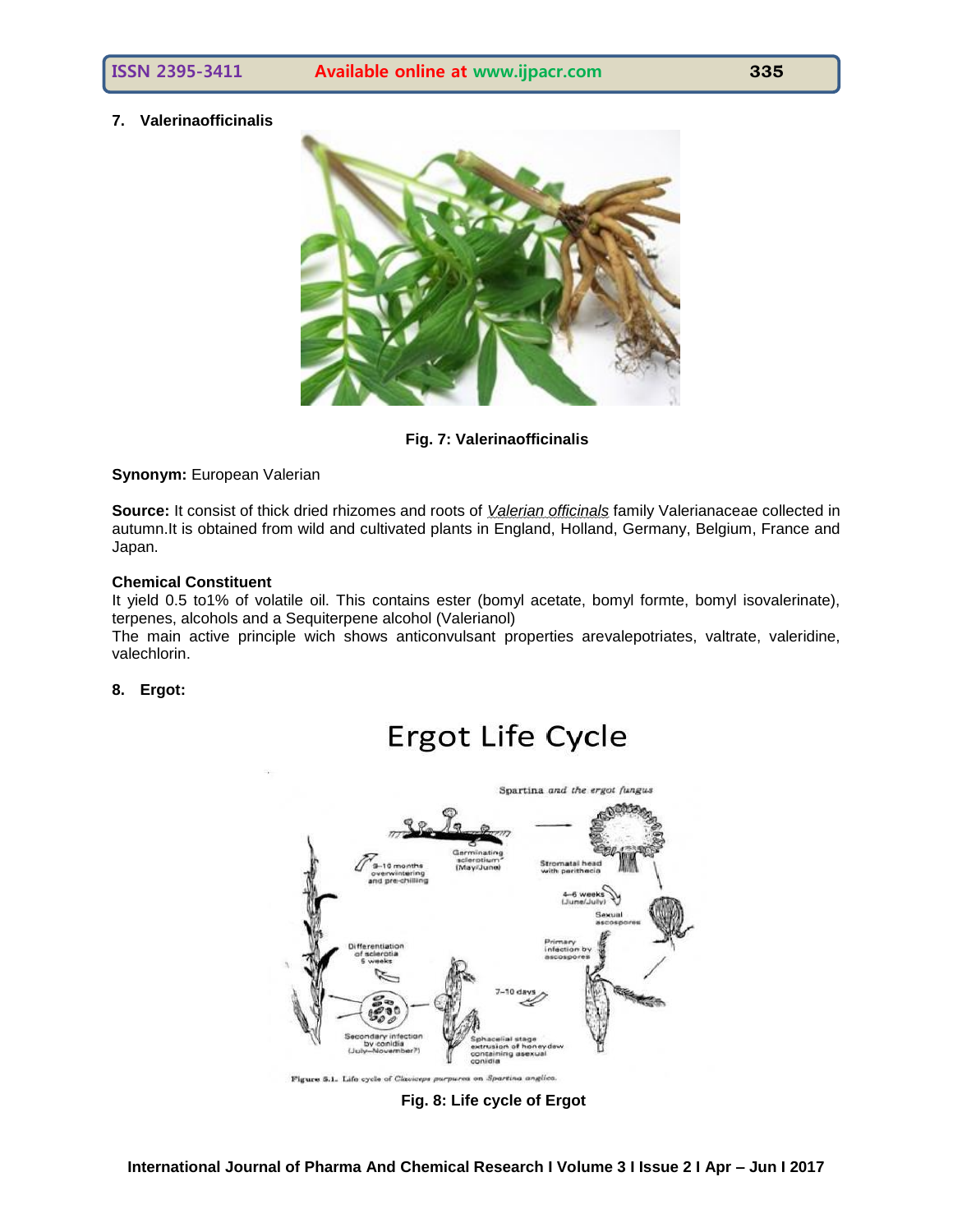## 7. Valerinaofficinalis

Fig. 7: Valerinaofficinalis

**Synonym:** European Valerian

**Source:** It consist of thick dried rhizomes and roots of *Valerian officinals* family Valerianaceae collected in autumn.It is obtained from wild and cultivated plants in England, Holland, Germany, Belgium, France and Japan.

**Chemical Constituent**

It yield 0.5 to1% of volatile oil. This contains ester (bomyl acetate, bomyl formte, bomyl isovalerinate), terpenes, alcohols and a Sequiterpene alcohol (Valerianol)

The main active principle wich shows anticonvulsant properties arevalepotriates, valtrate, valeridine, valechlorin.

## 8. Ergot:

Fig. 8: Life cycle of Ergot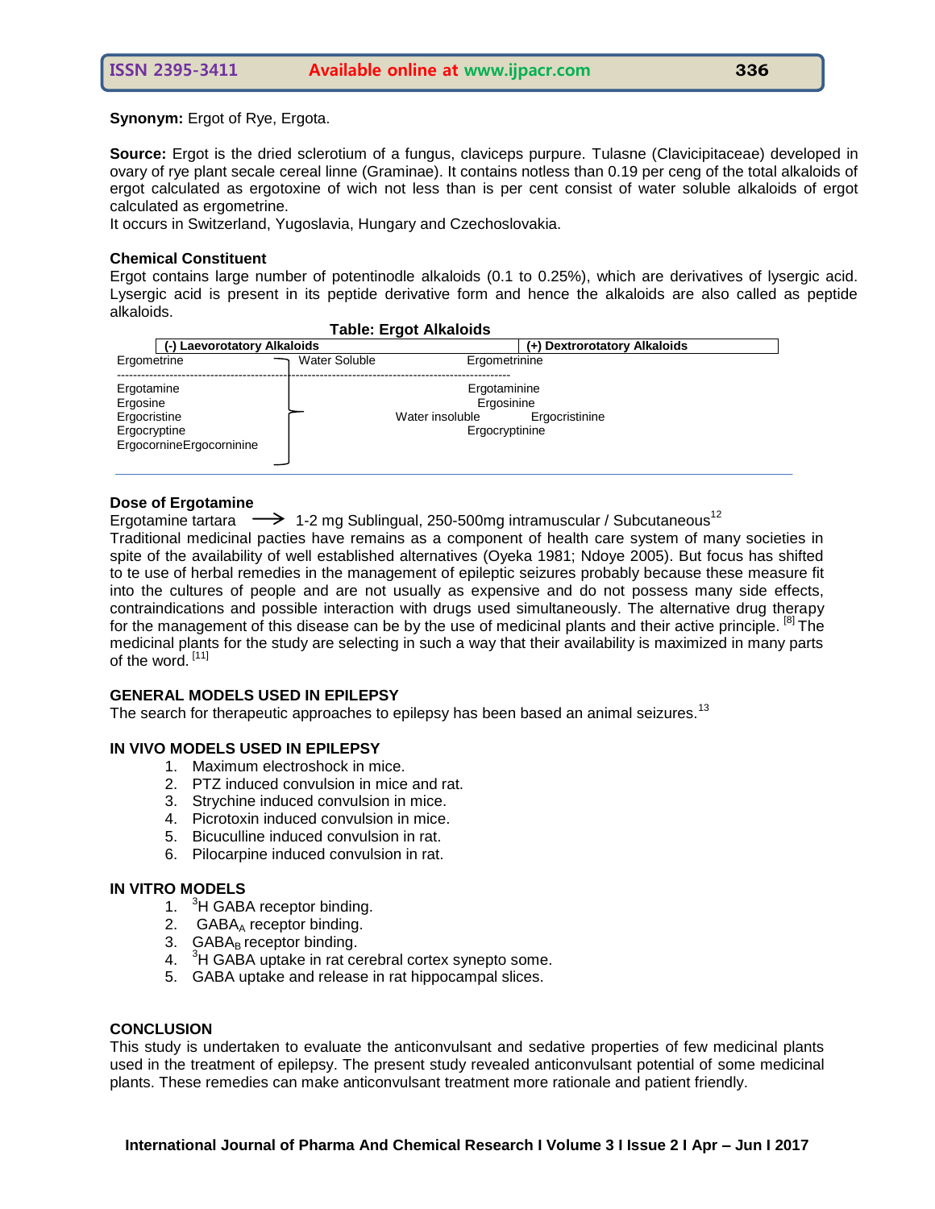**Synonym:** Ergot of Rye, Ergota.

**Source:** Ergot is the dried sclerotium of a fungus, claviceps purpure. Tulasne (Clavicipitaceae) developed in ovary of rye plant secale cereal linne (Graminae). It contains notless than 0.19 per ceng of the total alkaloids of ergot calculated as ergotoxine of wich not less than is per cent consist of water soluble alkaloids of ergot calculated as ergometrine.

It occurs in Switzerland, Yugoslavia, Hungary and Czechoslovakia.

**Chemical Constituent**

Ergot contains large number of potentinodle alkaloids (0.1 to 0.25%), which are derivatives of lysergic acid. Lysergic acid is present in its peptide derivative form and hence the alkaloids are also called as peptide alkaloids.

**Table: Ergot Alkaloids**

| (-) Laevorotatory Alkaloids | | (+) Dextrorotatory Alkaloids |
|---|---|---|
| Ergometrine | Water Soluble | Ergometrinine |
| Ergotamine | Water insoluble | Ergotaminine |
| Ergosine | | Ergosinine |
| Ergocristine | | Ergocristinine |
| Ergocryptine | | Ergocryptinine |
| Ergocornine | | Ergocorninine |

**Dose of Ergotamine**

Ergotamine tartara ⟶ 1-2 mg Sublingual, 250-500mg intramuscular / Subcutaneous[12]

Traditional medicinal pacties have remains as a component of health care system of many societies in spite of the availability of well established alternatives (Oyeka 1981; Ndoye 2005). But focus has shifted to te use of herbal remedies in the management of epileptic seizures probably because these measure fit into the cultures of people and are not usually as expensive and do not possess many side effects, contraindications and possible interaction with drugs used simultaneously. The alternative drug therapy for the management of this disease can be by the use of medicinal plants and their active principle. [8] The medicinal plants for the study are selecting in such a way that their availability is maximized in many parts of the word. [11]

**GENERAL MODELS USED IN EPILEPSY**

The search for therapeutic approaches to epilepsy has been based an animal seizures.[13]

**IN VIVO MODELS USED IN EPILEPSY**

1. Maximum electroshock in mice.
2. PTZ induced convulsion in mice and rat.
3. Strychine induced convulsion in mice.
4. Picrotoxin induced convulsion in mice.
5. Bicuculline induced convulsion in rat.
6. Pilocarpine induced convulsion in rat.

**IN VITRO MODELS**

1. $^{3}$H GABA receptor binding.
2. $GABA_A$ receptor binding.
3. $GABA_B$ receptor binding.
4. $^{3}$H GABA uptake in rat cerebral cortex synepto some.
5. GABA uptake and release in rat hippocampal slices.

**CONCLUSION**

This study is undertaken to evaluate the anticonvulsant and sedative properties of few medicinal plants used in the treatment of epilepsy. The present study revealed anticonvulsant potential of some medicinal plants. These remedies can make anticonvulsant treatment more rationale and patient friendly.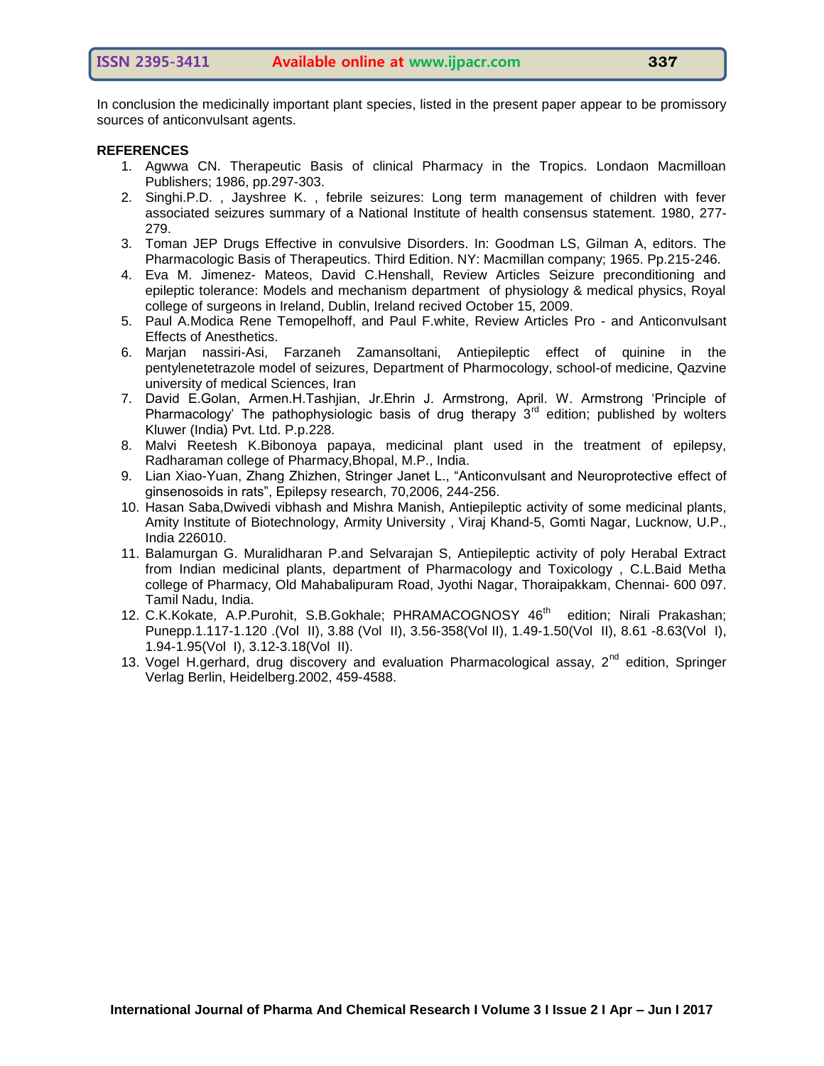In conclusion the medicinally important plant species, listed in the present paper appear to be promissory sources of anticonvulsant agents.

**REFERENCES**

1. Agwwa CN. Therapeutic Basis of clinical Pharmacy in the Tropics. Londaon Macmilloan Publishers; 1986, pp.297-303.
2. Singhi.P.D. , Jayshree K. , febrile seizures: Long term management of children with fever associated seizures summary of a National Institute of health consensus statement. 1980, 277-279.
3. Toman JEP Drugs Effective in convulsive Disorders. In: Goodman LS, Gilman A, editors. The Pharmacologic Basis of Therapeutics. Third Edition. NY: Macmillan company; 1965. Pp.215-246.
4. Eva M. Jimenez- Mateos, David C.Henshall, Review Articles Seizure preconditioning and epileptic tolerance: Models and mechanism department of physiology & medical physics, Royal college of surgeons in Ireland, Dublin, Ireland recived October 15, 2009.
5. Paul A.Modica Rene Temopelhoff, and Paul F.white, Review Articles Pro - and Anticonvulsant Effects of Anesthetics.
6. Marjan nassiri-Asi, Farzaneh Zamansoltani, Antiepileptic effect of quinine in the pentylenetetrazole model of seizures, Department of Pharmocology, school-of medicine, Qazvine university of medical Sciences, Iran
7. David E.Golan, Armen.H.Tashjian, Jr.Ehrin J. Armstrong, April. W. Armstrong 'Principle of Pharmacology' The pathophysiologic basis of drug therapy 3rd edition; published by wolters Kluwer (India) Pvt. Ltd. P.p.228.
8. Malvi Reetesh K.Bibonoya papaya, medicinal plant used in the treatment of epilepsy, Radharaman college of Pharmacy,Bhopal, M.P., India.
9. Lian Xiao-Yuan, Zhang Zhizhen, Stringer Janet L., "Anticonvulsant and Neuroprotective effect of ginsenosoids in rats", Epilepsy research, 70,2006, 244-256.
10. Hasan Saba,Dwivedi vibhash and Mishra Manish, Antiepileptic activity of some medicinal plants, Amity Institute of Biotechnology, Armity University , Viraj Khand-5, Gomti Nagar, Lucknow, U.P., India 226010.
11. Balamurgan G. Muralidharan P.and Selvarajan S, Antiepileptic activity of poly Herabal Extract from Indian medicinal plants, department of Pharmacology and Toxicology , C.L.Baid Metha college of Pharmacy, Old Mahabalipuram Road, Jyothi Nagar, Thoraipakkam, Chennai- 600 097. Tamil Nadu, India.
12. C.K.Kokate, A.P.Purohit, S.B.Gokhale; PHRAMACOGNOSY 46th edition; Nirali Prakashan; Punepp.1.117-1.120 .(Vol II), 3.88 (Vol II), 3.56-358(Vol II), 1.49-1.50(Vol II), 8.61 -8.63(Vol I), 1.94-1.95(Vol I), 3.12-3.18(Vol II).
13. Vogel H.gerhard, drug discovery and evaluation Pharmacological assay, 2nd edition, Springer Verlag Berlin, Heidelberg.2002, 459-4588.